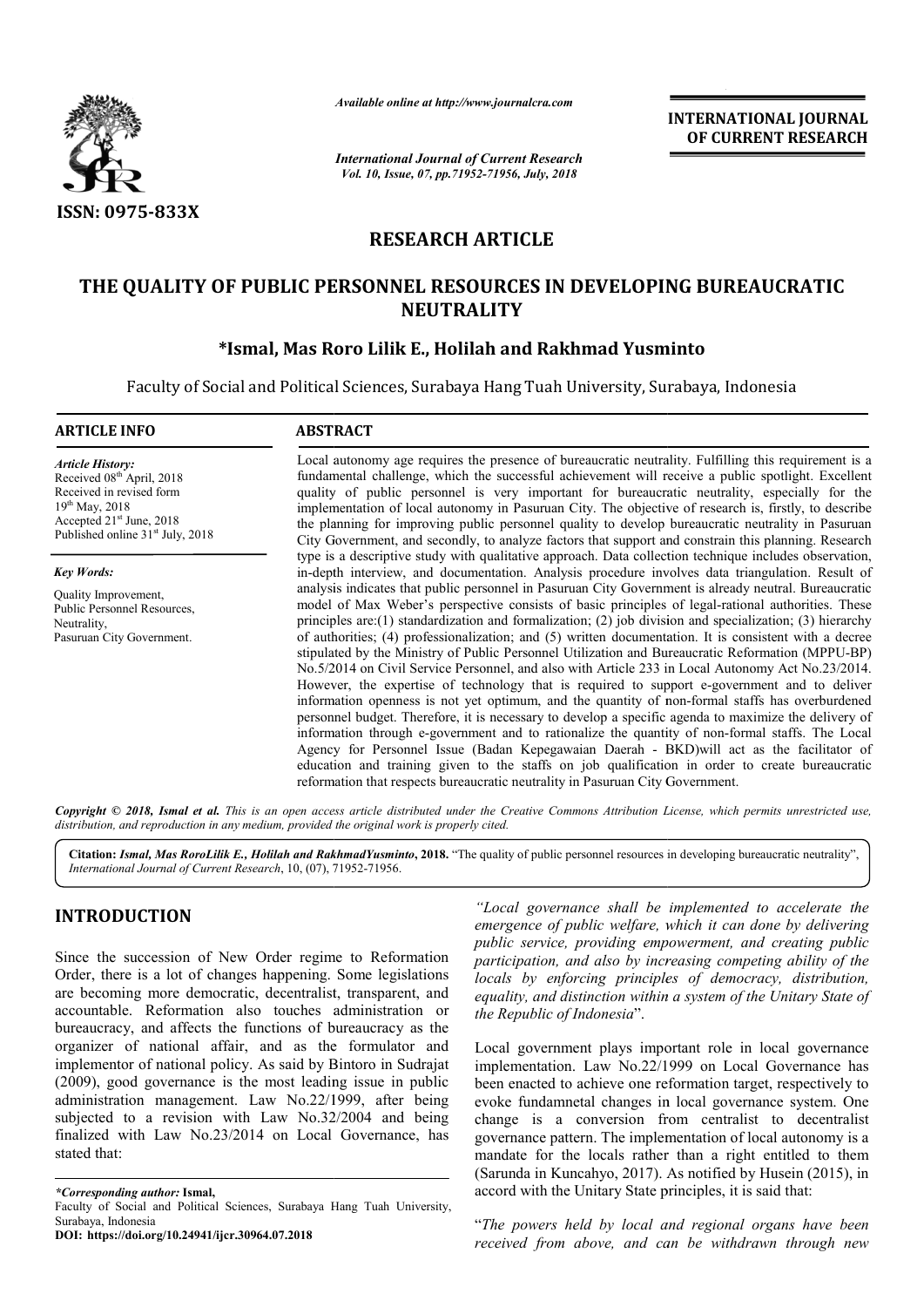ISSN: 0975-833X

*Available online at http://www.journalcra.com*

*International Journal of Current Research*
*Vol. 10, Issue, 07, pp.71952-71956, July, 2018*

**INTERNATIONAL JOURNAL OF CURRENT RESEARCH**

# RESEARCH ARTICLE

# THE QUALITY OF PUBLIC PERSONNEL RESOURCES IN DEVELOPING BUREAUCRATIC NEUTRALITY

**\*Ismal, Mas Roro Lilik E., Holilah and Rakhmad Yusminto**

Faculty of Social and Political Sciences, Surabaya Hang Tuah University, Surabaya, Indonesia

## ARTICLE INFO

*Article History:*
Received 08th April, 2018
Received in revised form
19th May, 2018
Accepted 21st June, 2018
Published online 31st July, 2018

*Key Words:*
Quality Improvement,
Public Personnel Resources,
Neutrality,
Pasuruan City Government.

## ABSTRACT

Local autonomy age requires the presence of bureaucratic neutrality. Fulfilling this requirement is a fundamental challenge, which the successful achievement will receive a public spotlight. Excellent quality of public personnel is very important for bureaucratic neutrality, especially for the implementation of local autonomy in Pasuruan City. The objective of research is, firstly, to describe the planning for improving public personnel quality to develop bureaucratic neutrality in Pasuruan City Government, and secondly, to analyze factors that support and constrain this planning. Research type is a descriptive study with qualitative approach. Data collection technique includes observation, in-depth interview, and documentation. Analysis procedure involves data triangulation. Result of analysis indicates that public personnel in Pasuruan City Government is already neutral. Bureaucratic model of Max Weber's perspective consists of basic principles of legal-rational authorities. These principles are:(1) standardization and formalization; (2) job division and specialization; (3) hierarchy of authorities; (4) professionalization; and (5) written documentation. It is consistent with a decree stipulated by the Ministry of Public Personnel Utilization and Bureaucratic Reformation (MPPU-BP) No.5/2014 on Civil Service Personnel, and also with Article 233 in Local Autonomy Act No.23/2014. However, the expertise of technology that is required to support e-government and to deliver information openness is not yet optimum, and the quantity of non-formal staffs has overburdened personnel budget. Therefore, it is necessary to develop a specific agenda to maximize the delivery of information through e-government and to rationalize the quantity of non-formal staffs. The Local Agency for Personnel Issue (Badan Kepegawaian Daerah - BKD)will act as the facilitator of education and training given to the staffs on job qualification in order to create bureaucratic reformation that respects bureaucratic neutrality in Pasuruan City Government.

*Copyright © 2018, Ismal et al. This is an open access article distributed under the Creative Commons Attribution License, which permits unrestricted use, distribution, and reproduction in any medium, provided the original work is properly cited.*

**Citation:** *Ismal, Mas RoroLilik E., Holilah and RakhmadYusminto*, **2018.** "The quality of public personnel resources in developing bureaucratic neutrality", *International Journal of Current Research*, 10, (07), 71952-71956.

## INTRODUCTION

Since the succession of New Order regime to Reformation Order, there is a lot of changes happening. Some legislations are becoming more democratic, decentralist, transparent, and accountable. Reformation also touches administration or bureaucracy, and affects the functions of bureaucracy as the organizer of national affair, and as the formulator and implementor of national policy. As said by Bintoro in Sudrajat (2009), good governance is the most leading issue in public administration management. Law No.22/1999, after being subjected to a revision with Law No.32/2004 and being finalized with Law No.23/2014 on Local Governance, has stated that:

*"Local governance shall be implemented to accelerate the emergence of public welfare, which it can done by delivering public service, providing empowerment, and creating public participation, and also by increasing competing ability of the locals by enforcing principles of democracy, distribution, equality, and distinction within a system of the Unitary State of the Republic of Indonesia*".

Local government plays important role in local governance implementation. Law No.22/1999 on Local Governance has been enacted to achieve one reformation target, respectively to evoke fundamnetal changes in local governance system. One change is a conversion from centralist to decentralist governance pattern. The implementation of local autonomy is a mandate for the locals rather than a right entitled to them (Sarunda in Kuncahyo, 2017). As notified by Husein (2015), in accord with the Unitary State principles, it is said that:

"*The powers held by local and regional organs have been received from above, and can be withdrawn through new*

*\*Corresponding author:* **Ismal,**
Faculty of Social and Political Sciences, Surabaya Hang Tuah University, Surabaya, Indonesia
**DOI: https://doi.org/10.24941/ijcr.30964.07.2018**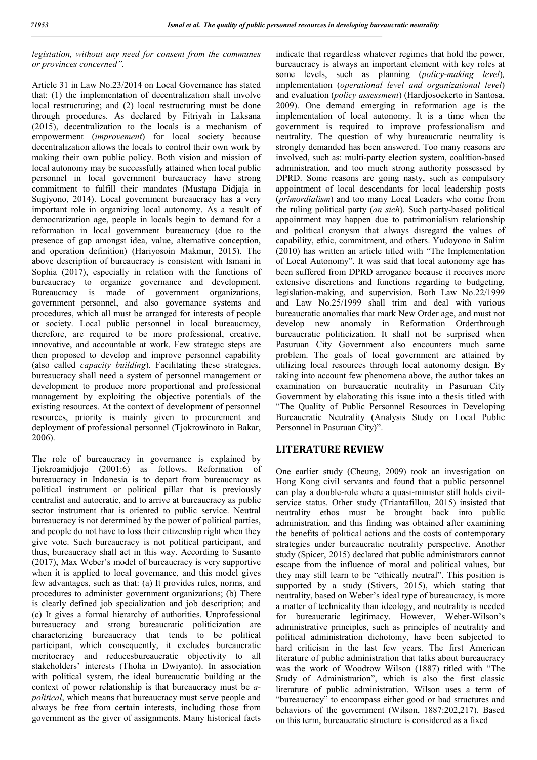*legistation, without any need for consent from the communes or provinces concerned".*

Article 31 in Law No.23/2014 on Local Governance has stated that: (1) the implementation of decentralization shall involve local restructuring; and (2) local restructuring must be done through procedures. As declared by Fitriyah in Laksana (2015), decentralization to the locals is a mechanism of empowerment (*improvement*) for local society because decentralization allows the locals to control their own work by making their own public policy. Both vision and mission of local autonomy may be successfully attained when local public personnel in local government bureaucracy have strong commitment to fulfill their mandates (Mustapa Didjaja in Sugiyono, 2014). Local government bureaucracy has a very important role in organizing local autonomy. As a result of democratization age, people in locals begin to demand for a reformation in local government bureaucracy (due to the presence of gap amongst idea, value, alternative conception, and operation definition) (Hariyosoin Makmur, 2015). The above description of bureaucracy is consistent with Ismani in Sophia (2017), especially in relation with the functions of bureaucracy to organize governance and development. Bureaucracy is made of government organizations, government personnel, and also governance systems and procedures, which all must be arranged for interests of people or society. Local public personnel in local bureaucracy, therefore, are required to be more professional, creative, innovative, and accountable at work. Few strategic steps are then proposed to develop and improve personnel capability (also called *capacity building*). Facilitating these strategies, bureaucracy shall need a system of personnel management or development to produce more proportional and professional management by exploiting the objective potentials of the existing resources. At the context of development of personnel resources, priority is mainly given to procurement and deployment of professional personnel (Tjokrowinoto in Bakar, 2006).

The role of bureaucracy in governance is explained by Tjokroamidjojo (2001:6) as follows. Reformation of bureaucracy in Indonesia is to depart from bureaucracy as political instrument or political pillar that is previously centralist and autocratic, and to arrive at bureaucracy as public sector instrument that is oriented to public service. Neutral bureaucracy is not determined by the power of political parties, and people do not have to loss their citizenship right when they give vote. Such bureaucracy is not political participant, and thus, bureaucracy shall act in this way. According to Susanto (2017), Max Weber's model of bureaucracy is very supportive when it is applied to local governance, and this model gives few advantages, such as that: (a) It provides rules, norms, and procedures to administer government organizations; (b) There is clearly defined job specialization and job description; and (c) It gives a formal hierarchy of authorities. Unprofessional bureaucracy and strong bureaucratic politicization are characterizing bureaucracy that tends to be political participant, which consequently, it excludes bureaucratic meritocracy and reducesbureaucratic objectivity to all stakeholders' interests (Thoha in Dwiyanto). In association with political system, the ideal bureaucratic building at the context of power relationship is that bureaucracy must be *a-political*, which means that bureaucracy must serve people and always be free from certain interests, including those from government as the giver of assignments. Many historical facts indicate that regardless whatever regimes that hold the power, bureaucracy is always an important element with key roles at some levels, such as planning (*policy-making level*), implementation (*operational level and organizational level*) and evaluation (*policy assessment*) (Hardjosoekerto in Santosa, 2009). One demand emerging in reformation age is the implementation of local autonomy. It is a time when the government is required to improve professionalism and neutrality. The question of why bureaucratic neutrality is strongly demanded has been answered. Too many reasons are involved, such as: multi-party election system, coalition-based administration, and too much strong authority possessed by DPRD. Some reasons are going nasty, such as compulsory appointment of local descendants for local leadership posts (*primordialism*) and too many Local Leaders who come from the ruling political party (*an sich*). Such party-based political appointment may happen due to patrimonialism relationship and political cronysm that always disregard the values of capability, ethic, commitment, and others. Yudoyono in Salim (2010) has written an article titled with "The Implementation of Local Autonomy". It was said that local autonomy age has been suffered from DPRD arrogance because it receives more extensive discretions and functions regarding to budgeting, legislation-making, and supervision. Both Law No.22/1999 and Law No.25/1999 shall trim and deal with various bureaucratic anomalies that mark New Order age, and must not develop new anomaly in Reformation Orderthrough bureaucratic politicization. It shall not be surprised when Pasuruan City Government also encounters much same problem. The goals of local government are attained by utilizing local resources through local autonomy design. By taking into account few phenomena above, the author takes an examination on bureaucratic neutrality in Pasuruan City Government by elaborating this issue into a thesis titled with "The Quality of Public Personnel Resources in Developing Bureaucratic Neutrality (Analysis Study on Local Public Personnel in Pasuruan City)".

## LITERATURE REVIEW

One earlier study (Cheung, 2009) took an investigation on Hong Kong civil servants and found that a public personnel can play a double-role where a quasi-minister still holds civil-service status. Other study (Triantafillou, 2015) insisted that neutrality ethos must be brought back into public administration, and this finding was obtained after examining the benefits of political actions and the costs of contemporary strategies under bureaucratic neutrality perspective. Another study (Spicer, 2015) declared that public administrators cannot escape from the influence of moral and political values, but they may still learn to be "ethically neutral". This position is supported by a study (Stivers, 2015), which stating that neutrality, based on Weber's ideal type of bureaucracy, is more a matter of technicality than ideology, and neutrality is needed for bureaucratic legitimacy. However, Weber-Wilson's administrative principles, such as principles of neutrality and political administration dichotomy, have been subjected to hard criticism in the last few years. The first American literature of public administration that talks about bureaucracy was the work of Woodrow Wilson (1887) titled with "The Study of Administration", which is also the first classic literature of public administration. Wilson uses a term of "bureaucracy" to encompass either good or bad structures and behaviors of the government (Wilson, 1887:202,217). Based on this term, bureaucratic structure is considered as a fixed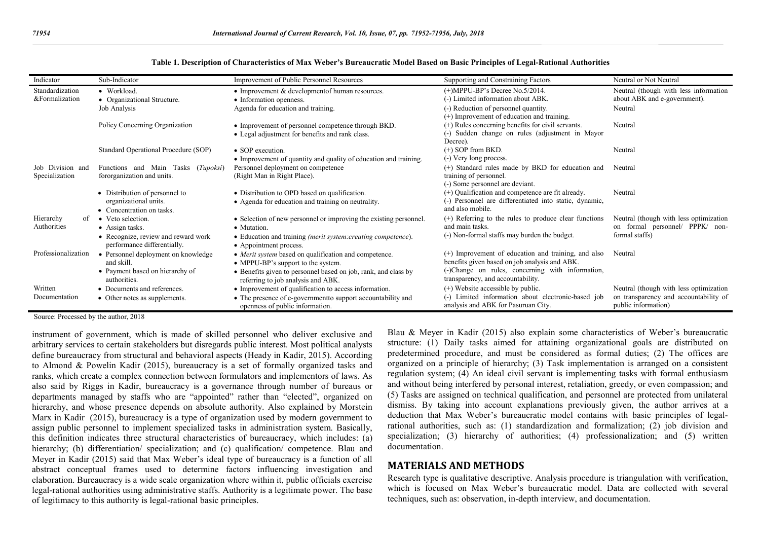**Table 1. Description of Characteristics of Max Weber's Bureaucratic Model Based on Basic Principles of Legal-Rational Authorities**

| Indicator | Sub-Indicator | Improvement of Public Personnel Resources | Supporting and Constraining Factors | Neutral or Not Neutral |
|---|---|---|---|---|
| Standardization &Formalization | • Workload.<br>• Organizational Structure. | • Improvement & developmentof human resources.<br>• Information openness. | (+)MPPU-BP's Decree No.5/2014.<br>(-) Limited information about ABK. | Neutral (though with less information about ABK and e-government). |
| | Job Analysis | Agenda for education and training. | (-) Reduction of personnel quantity.<br>(+) Improvement of education and training. | Neutral |
| | Policy Concerning Organization | • Improvement of personnel competence through BKD.<br>• Legal adjustment for benefits and rank class. | (+) Rules concerning benefits for civil servants.<br>(-) Sudden change on rules (adjustment in Mayor Decree). | Neutral |
| | Standard Operational Procedure (SOP) | • SOP execution.<br>• Improvement of quantity and quality of education and training. | (+) SOP from BKD.<br>(-) Very long process. | Neutral |
| Job Division and Specialization | Functions and Main Tasks (*Tupoksi*) fororganization and units. | Personnel deployment on competence (Right Man in Right Place). | (+) Standard rules made by BKD for education and training of personnel.<br>(-) Some personnel are deviant. | Neutral |
| | • Distribution of personnel to organizational units.<br>• Concentration on tasks. | • Distribution to OPD based on qualification.<br>• Agenda for education and training on neutrality. | (+) Qualification and competence are fit already.<br>(-) Personnel are differentiated into static, dynamic, and also mobile. | Neutral |
| Hierarchy of Authorities | • Veto selection.<br>• Assign tasks.<br>• Recognize, review and reward work performance differentially. | • Selection of new personnel or improving the existing personnel.<br>• Mutation.<br>• Education and training *(merit system:creating competence)*.<br>• Appointment process. | (+) Referring to the rules to produce clear functions and main tasks.<br>(-) Non-formal staffs may burden the budget. | Neutral (though with less optimization on formal personnel/ PPPK/ non-formal staffs) |
| Professionalization | • Personnel deployment on knowledge and skill.<br>• Payment based on hierarchy of authorities. | • *Merit system* based on qualification and competence.<br>• MPPU-BP's support to the system.<br>• Benefits given to personnel based on job, rank, and class by referring to job analysis and ABK. | (+) Improvement of education and training, and also benefits given based on job analysis and ABK.<br>(-)Change on rules, concerning with information, transparency, and accountability. | Neutral |
| Written Documentation | • Documents and references.<br>• Other notes as supplements. | • Improvement of qualification to access information.<br>• The presence of e-governmentto support accountability and openness of public information. | (+) Website accessible by public.<br>(-) Limited information about electronic-based job analysis and ABK for Pasuruan City. | Neutral (though with less optimization on transparency and accountability of public information) |

Source: Processed by the author, 2018

instrument of government, which is made of skilled personnel who deliver exclusive and arbitrary services to certain stakeholders but disregards public interest. Most political analysts define bureaucracy from structural and behavioral aspects (Heady in Kadir, 2015). According to Almond & Powelin Kadir (2015), bureaucracy is a set of formally organized tasks and ranks, which create a complex connection between formulators and implementors of laws. As also said by Riggs in Kadir, bureaucracy is a governance through number of bureaus or departments managed by staffs who are "appointed" rather than "elected", organized on hierarchy, and whose presence depends on absolute authority. Also explained by Morstein Marx in Kadir (2015), bureaucracy is a type of organization used by modern government to assign public personnel to implement specialized tasks in administration system. Basically, this definition indicates three structural characteristics of bureaucracy, which includes: (a) hierarchy; (b) differentiation/ specialization; and (c) qualification/ competence. Blau and Meyer in Kadir (2015) said that Max Weber's ideal type of bureaucracy is a function of all abstract conceptual frames used to determine factors influencing investigation and elaboration. Bureaucracy is a wide scale organization where within it, public officials exercise legal-rational authorities using administrative staffs. Authority is a legitimate power. The base of legitimacy to this authority is legal-rational basic principles.

Blau & Meyer in Kadir (2015) also explain some characteristics of Weber's bureaucratic structure: (1) Daily tasks aimed for attaining organizational goals are distributed on predetermined procedure, and must be considered as formal duties; (2) The offices are organized on a principle of hierarchy; (3) Task implementation is arranged on a consistent regulation system; (4) An ideal civil servant is implementing tasks with formal enthusiasm and without being interfered by personal interest, retaliation, greedy, or even compassion; and (5) Tasks are assigned on technical qualification, and personnel are protected from unilateral dismiss. By taking into account explanations previously given, the author arrives at a deduction that Max Weber's bureaucratic model contains with basic principles of legal-rational authorities, such as: (1) standardization and formalization; (2) job division and specialization; (3) hierarchy of authorities; (4) professionalization; and (5) written documentation.

## MATERIALS AND METHODS

Research type is qualitative descriptive. Analysis procedure is triangulation with verification, which is focused on Max Weber's bureaucratic model. Data are collected with several techniques, such as: observation, in-depth interview, and documentation.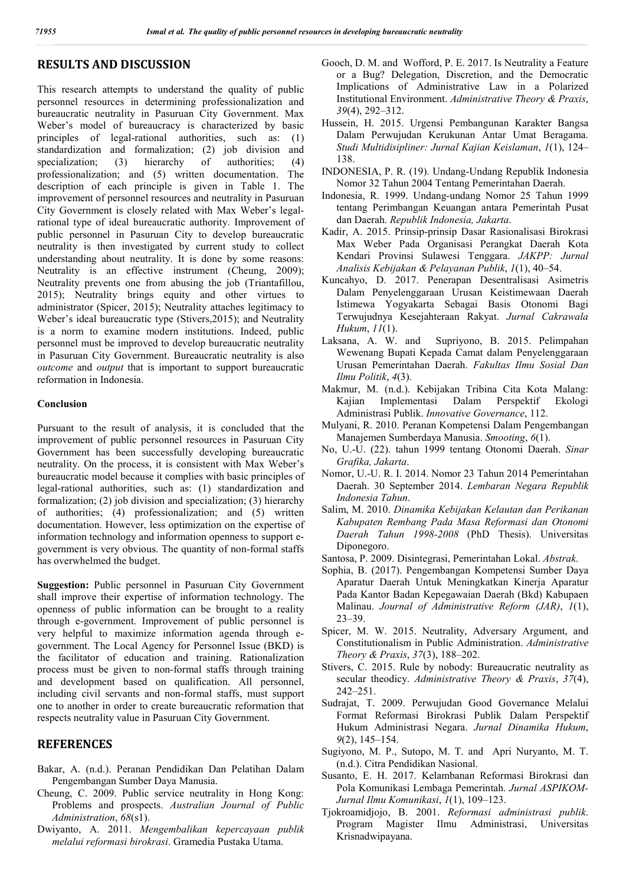## RESULTS AND DISCUSSION

This research attempts to understand the quality of public personnel resources in determining professionalization and bureaucratic neutrality in Pasuruan City Government. Max Weber's model of bureaucracy is characterized by basic principles of legal-rational authorities, such as: (1) standardization and formalization; (2) job division and specialization; (3) hierarchy of authorities; (4) professionalization; and (5) written documentation. The description of each principle is given in Table 1. The improvement of personnel resources and neutrality in Pasuruan City Government is closely related with Max Weber's legal-rational type of ideal bureaucratic authority. Improvement of public personnel in Pasuruan City to develop bureaucratic neutrality is then investigated by current study to collect understanding about neutrality. It is done by some reasons: Neutrality is an effective instrument (Cheung, 2009); Neutrality prevents one from abusing the job (Triantafillou, 2015); Neutrality brings equity and other virtues to administrator (Spicer, 2015); Neutrality attaches legitimacy to Weber's ideal bureaucratic type (Stivers,2015); and Neutrality is a norm to examine modern institutions. Indeed, public personnel must be improved to develop bureaucratic neutrality in Pasuruan City Government. Bureaucratic neutrality is also *outcome* and *output* that is important to support bureaucratic reformation in Indonesia.

### Conclusion

Pursuant to the result of analysis, it is concluded that the improvement of public personnel resources in Pasuruan City Government has been successfully developing bureaucratic neutrality. On the process, it is consistent with Max Weber's bureaucratic model because it complies with basic principles of legal-rational authorities, such as: (1) standardization and formalization; (2) job division and specialization; (3) hierarchy of authorities; (4) professionalization; and (5) written documentation. However, less optimization on the expertise of information technology and information openness to support e-government is very obvious. The quantity of non-formal staffs has overwhelmed the budget.

**Suggestion:** Public personnel in Pasuruan City Government shall improve their expertise of information technology. The openness of public information can be brought to a reality through e-government. Improvement of public personnel is very helpful to maximize information agenda through e-government. The Local Agency for Personnel Issue (BKD) is the facilitator of education and training. Rationalization process must be given to non-formal staffs through training and development based on qualification. All personnel, including civil servants and non-formal staffs, must support one to another in order to create bureaucratic reformation that respects neutrality value in Pasuruan City Government.

## REFERENCES

Bakar, A. (n.d.). Peranan Pendidikan Dan Pelatihan Dalam Pengembangan Sumber Daya Manusia.

Cheung, C. 2009. Public service neutrality in Hong Kong: Problems and prospects. *Australian Journal of Public Administration*, *68*(s1).

Dwiyanto, A. 2011. *Mengembalikan kepercayaan publik melalui reformasi birokrasi*. Gramedia Pustaka Utama.

Gooch, D. M. and Wofford, P. E. 2017. Is Neutrality a Feature or a Bug? Delegation, Discretion, and the Democratic Implications of Administrative Law in a Polarized Institutional Environment. *Administrative Theory & Praxis*, *39*(4), 292–312.

Hussein, H. 2015. Urgensi Pembangunan Karakter Bangsa Dalam Perwujudan Kerukunan Antar Umat Beragama. *Studi Multidisipliner: Jurnal Kajian Keislaman*, *1*(1), 124–138.

INDONESIA, P. R. (19). Undang-Undang Republik Indonesia Nomor 32 Tahun 2004 Tentang Pemerintahan Daerah.

Indonesia, R. 1999. Undang-undang Nomor 25 Tahun 1999 tentang Perimbangan Keuangan antara Pemerintah Pusat dan Daerah. *Republik Indonesia, Jakarta*.

Kadir, A. 2015. Prinsip-prinsip Dasar Rasionalisasi Birokrasi Max Weber Pada Organisasi Perangkat Daerah Kota Kendari Provinsi Sulawesi Tenggara. *JAKPP: Jurnal Analisis Kebijakan & Pelayanan Publik*, *1*(1), 40–54.

Kuncahyo, D. 2017. Penerapan Desentralisasi Asimetris Dalam Penyelenggaraan Urusan Keistimewaan Daerah Istimewa Yogyakarta Sebagai Basis Otonomi Bagi Terwujudnya Kesejahteraan Rakyat. *Jurnal Cakrawala Hukum*, *11*(1).

Laksana, A. W. and Supriyono, B. 2015. Pelimpahan Wewenang Bupati Kepada Camat dalam Penyelenggaraan Urusan Pemerintahan Daerah. *Fakultas Ilmu Sosial Dan Ilmu Politik*, *4*(3).

Makmur, M. (n.d.). Kebijakan Tribina Cita Kota Malang: Kajian Implementasi Dalam Perspektif Ekologi Administrasi Publik. *Innovative Governance*, 112.

Mulyani, R. 2010. Peranan Kompetensi Dalam Pengembangan Manajemen Sumberdaya Manusia. *Smooting*, *6*(1).

No, U.-U. (22). tahun 1999 tentang Otonomi Daerah. *Sinar Grafika, Jakarta*.

Nomor, U.-U. R. I. 2014. Nomor 23 Tahun 2014 Pemerintahan Daerah. 30 September 2014. *Lembaran Negara Republik Indonesia Tahun*.

Salim, M. 2010. *Dinamika Kebijakan Kelautan dan Perikanan Kabupaten Rembang Pada Masa Reformasi dan Otonomi Daerah Tahun 1998-2008* (PhD Thesis). Universitas Diponegoro.

Santosa, P. 2009. Disintegrasi, Pemerintahan Lokal. *Abstrak*.

Sophia, B. (2017). Pengembangan Kompetensi Sumber Daya Aparatur Daerah Untuk Meningkatkan Kinerja Aparatur Pada Kantor Badan Kepegawaian Daerah (Bkd) Kabupaen Malinau. *Journal of Administrative Reform (JAR)*, *1*(1), 23–39.

Spicer, M. W. 2015. Neutrality, Adversary Argument, and Constitutionalism in Public Administration. *Administrative Theory & Praxis*, *37*(3), 188–202.

Stivers, C. 2015. Rule by nobody: Bureaucratic neutrality as secular theodicy. *Administrative Theory & Praxis*, *37*(4), 242–251.

Sudrajat, T. 2009. Perwujudan Good Governance Melalui Format Reformasi Birokrasi Publik Dalam Perspektif Hukum Administrasi Negara. *Jurnal Dinamika Hukum*, *9*(2), 145–154.

Sugiyono, M. P., Sutopo, M. T. and Apri Nuryanto, M. T. (n.d.). Citra Pendidikan Nasional.

Susanto, E. H. 2017. Kelambanan Reformasi Birokrasi dan Pola Komunikasi Lembaga Pemerintah. *Jurnal ASPIKOM-Jurnal Ilmu Komunikasi*, *1*(1), 109–123.

Tjokroamidjojo, B. 2001. *Reformasi administrasi publik*. Program Magister Ilmu Administrasi, Universitas Krisnadwipayana.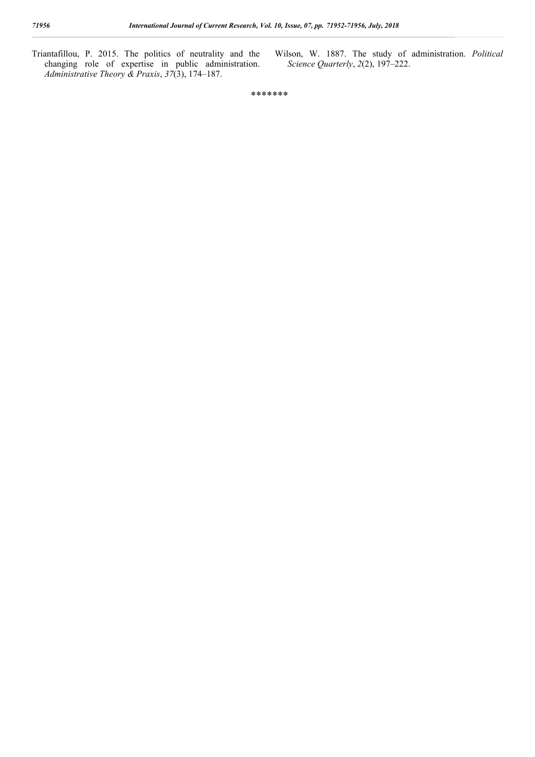Triantafillou, P. 2015. The politics of neutrality and the changing role of expertise in public administration. *Administrative Theory & Praxis*, *37*(3), 174–187.

Wilson, W. 1887. The study of administration. *Political Science Quarterly*, *2*(2), 197–222.

*******